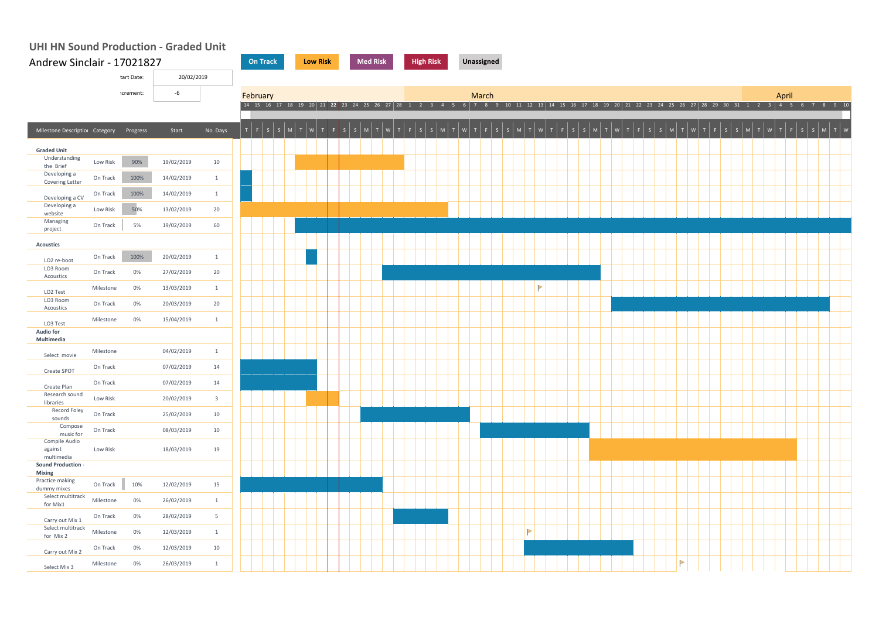# UHI HN Sound Production - Graded Unit

## Andrew Sinclair - 17021827

tart Date: 20/02/2019

ıcrement: -6

On Track | Low Risk | Med Risk | High Risk | Unassigned

| Milestone Description | Category | Progress | Start | No. Days |
|---|---|---|---|---|
| **Graded Unit** | | | | |
| Understanding the Brief | Low Risk | 90% | 19/02/2019 | 10 |
| Developing a Covering Letter | On Track | 100% | 14/02/2019 | 1 |
| Developing a CV | On Track | 100% | 14/02/2019 | 1 |
| Developing a website | Low Risk | 50% | 13/02/2019 | 20 |
| Managing project | On Track | 5% | 19/02/2019 | 60 |
| **Acoustics** | | | | |
| LO2 re-boot | On Track | 100% | 20/02/2019 | 1 |
| LO3 Room Acoustics | On Track | 0% | 27/02/2019 | 20 |
| LO2 Test | Milestone | 0% | 13/03/2019 | 1 |
| LO3 Room Acoustics | On Track | 0% | 20/03/2019 | 20 |
| LO3 Test | Milestone | 0% | 15/04/2019 | 1 |
| **Audio for Multimedia** | | | | |
| Select movie | Milestone | | 04/02/2019 | 1 |
| Create SPOT | On Track | | 07/02/2019 | 14 |
| Create Plan | On Track | | 07/02/2019 | 14 |
| Research sound libraries | Low Risk | | 20/02/2019 | 3 |
| Record Foley sounds | On Track | | 25/02/2019 | 10 |
| Compose music for | On Track | | 08/03/2019 | 10 |
| Compile Audio against multimedia | Low Risk | | 18/03/2019 | 19 |
| **Sound Production - Mixing** | | | | |
| Practice making dummy mixes | On Track | 10% | 12/02/2019 | 15 |
| Select multitrack for Mix1 | Milestone | 0% | 26/02/2019 | 1 |
| Carry out Mix 1 | On Track | 0% | 28/02/2019 | 5 |
| Select multitrack for Mix 2 | Milestone | 0% | 12/03/2019 | 1 |
| Carry out Mix 2 | On Track | 0% | 12/03/2019 | 10 |
| Select Mix 3 | Milestone | 0% | 26/03/2019 | 1 |

February

March

April

14 15 16 17 18 19 20 21 22 23 24 25 26 27 28 1 2 3 4 5 6 7 8 9 10 11 12 13 14 15 16 17 18 19 20 21 22 23 24 25 26 27 28 29 30 31 1 2 3 4 5 6 7 8 9 10

T F S S M T W T F S S M T W T F S S M T W T F S S M T W T F S S M T W T F S S M T W T F S S M T W T F S S M T W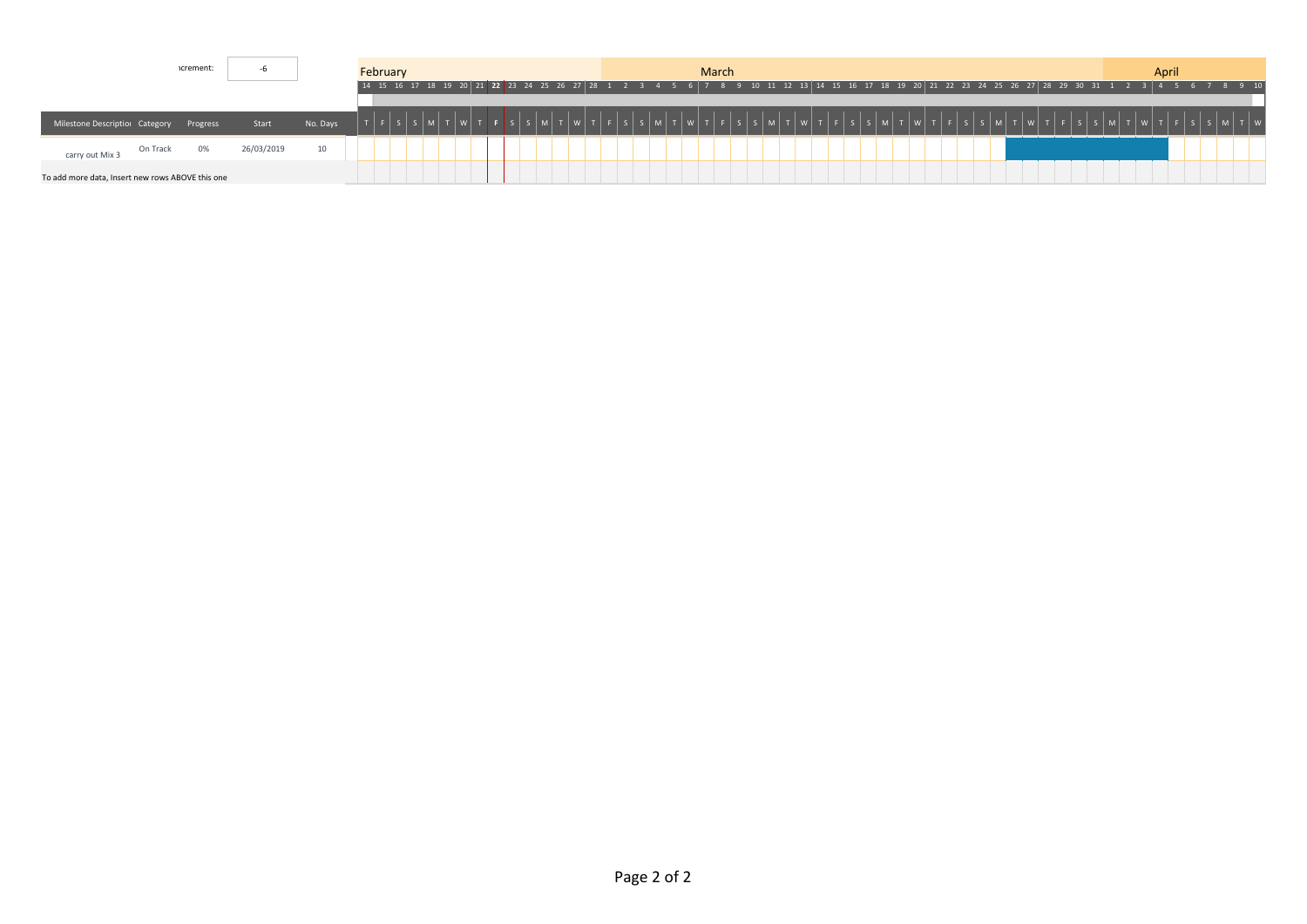ıcrement: -6

| Milestone Description | Category | Progress | Start | No. Days |
|---|---|---|---|---|
| carry out Mix 3 | On Track | 0% | 26/03/2019 | 10 |

To add more data, Insert new rows ABOVE this one

February

March

April

14 15 16 17 18 19 20 21 22 23 24 25 26 27 28 1 2 3 4 5 6 7 8 9 10 11 12 13 14 15 16 17 18 19 20 21 22 23 24 25 26 27 28 29 30 31 1 2 3 4 5 6 7 8 9 10

T F S S M T W T F S S M T W T F S S M T W T F S S M T W T F S S M T W T F S S M T W T F S S M T W T F S S M T W